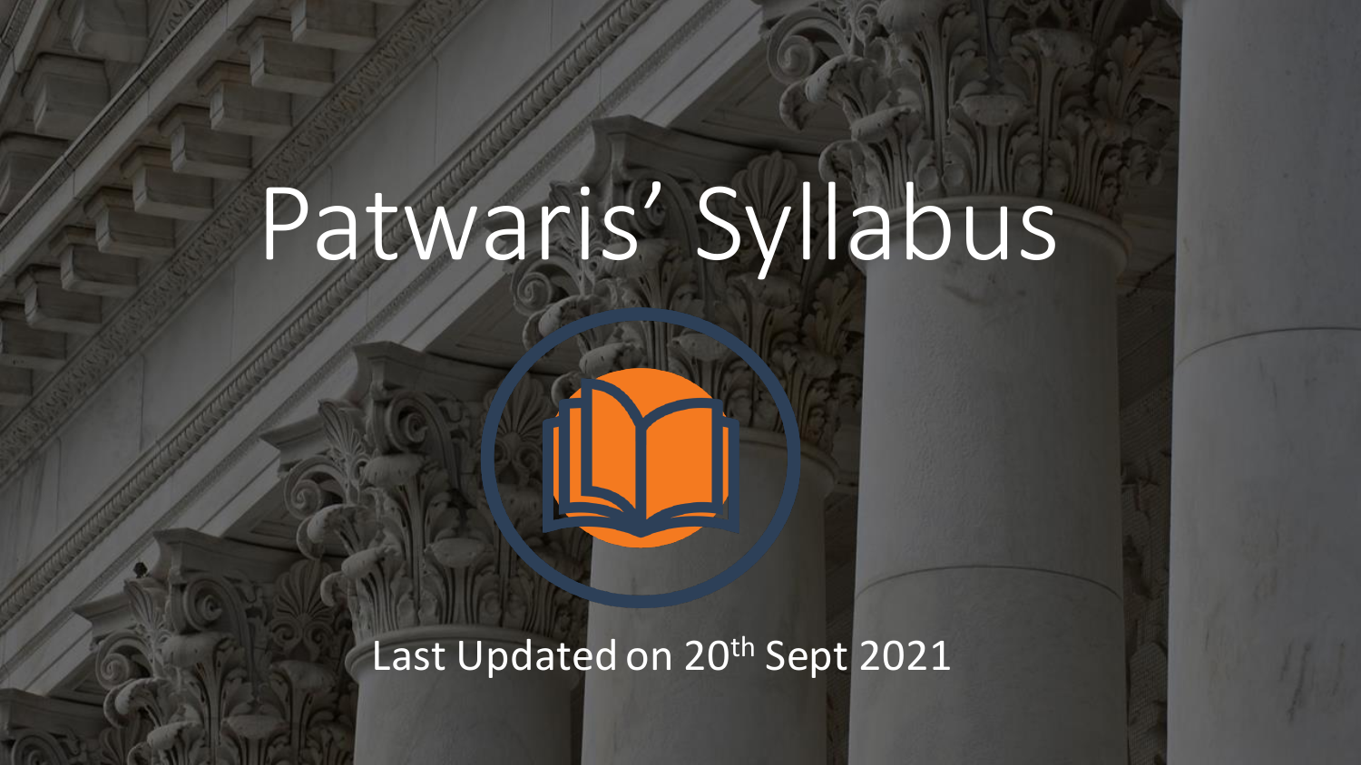# Patwaris' Syllabus

Last Updated on 20th Sept 2021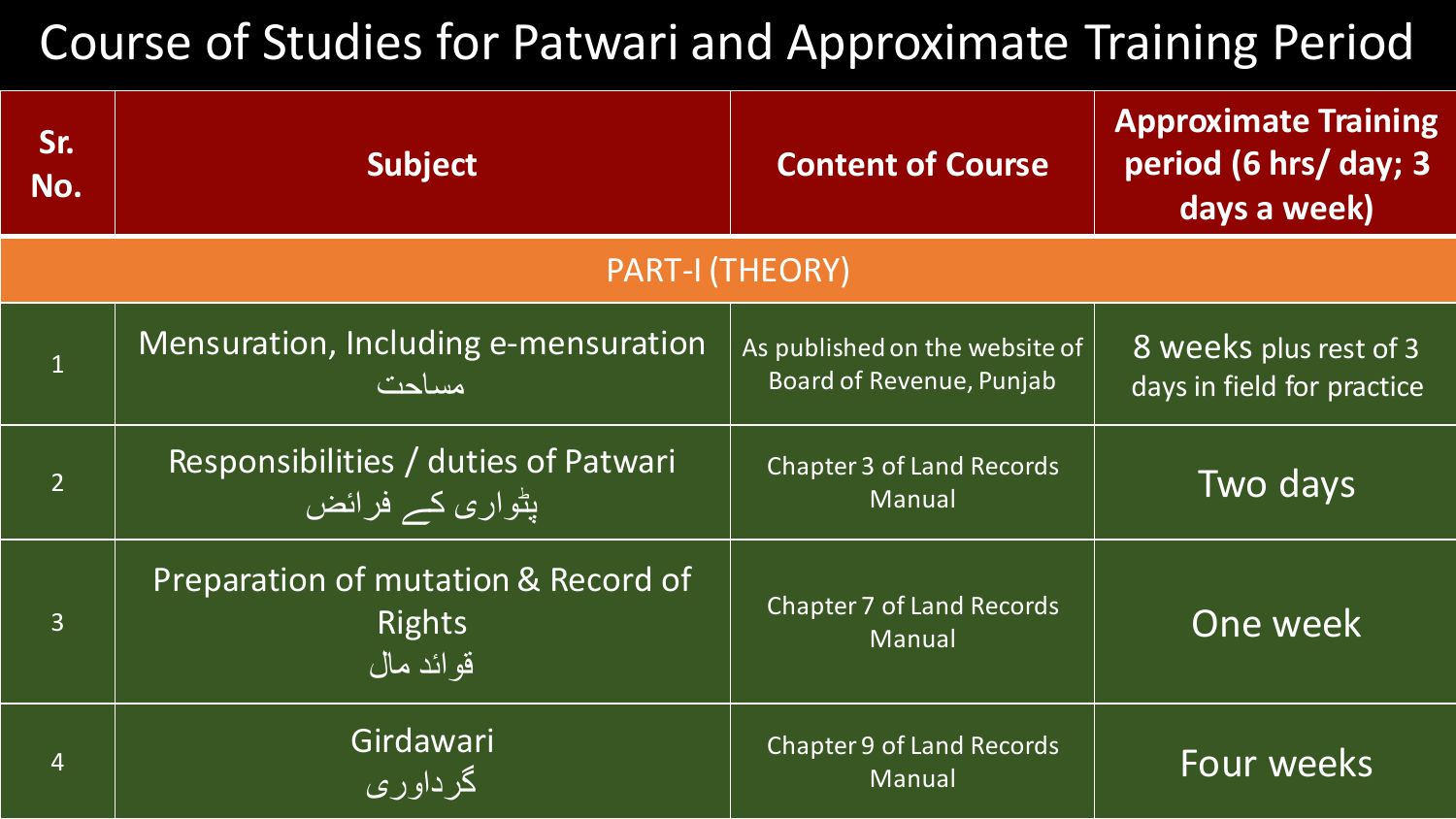# Course of Studies for Patwari and Approximate Training Period

| Sr. No. | Subject | Content of Course | Approximate Training period (6 hrs/ day; 3 days a week) |
|---|---|---|---|
| PART-I (THEORY) | | | |
| 1 | Mensuration, Including e-mensuration مساحت | As published on the website of Board of Revenue, Punjab | 8 weeks plus rest of 3 days in field for practice |
| 2 | Responsibilities / duties of Patwari پٹواری کے فرائض | Chapter 3 of Land Records Manual | Two days |
| 3 | Preparation of mutation & Record of Rights قوائد مال | Chapter 7 of Land Records Manual | One week |
| 4 | Girdawari گرداوری | Chapter 9 of Land Records Manual | Four weeks |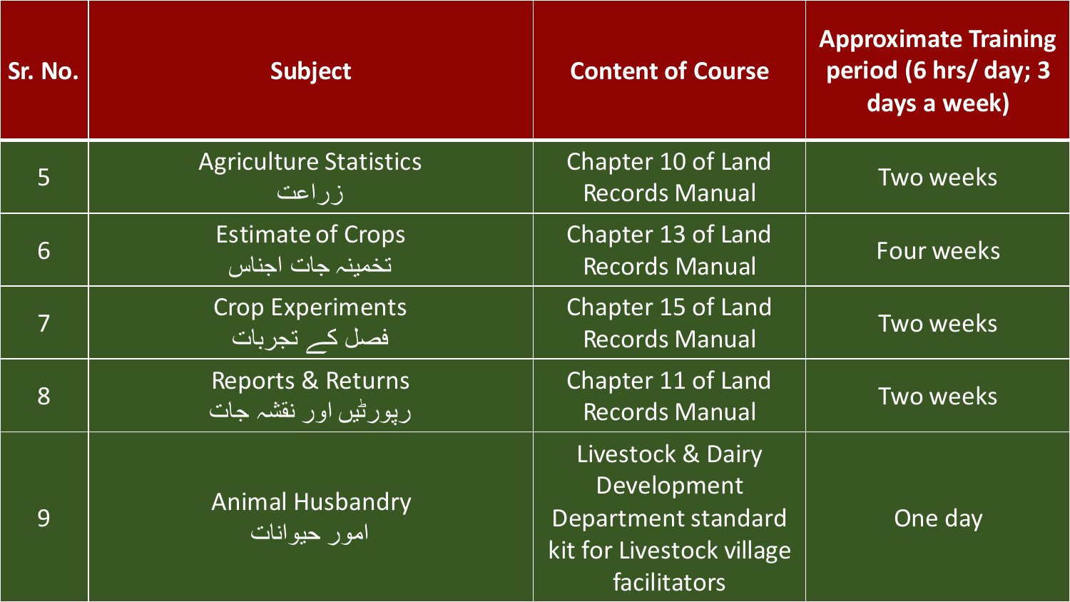| Sr. No. | Subject | Content of Course | Approximate Training period (6 hrs/ day; 3 days a week) |
| --- | --- | --- | --- |
| 5 | Agriculture Statistics<br>زراعت | Chapter 10 of Land Records Manual | Two weeks |
| 6 | Estimate of Crops<br>تخمینہ جات اجناس | Chapter 13 of Land Records Manual | Four weeks |
| 7 | Crop Experiments<br>فصل کے تجربات | Chapter 15 of Land Records Manual | Two weeks |
| 8 | Reports & Returns<br>رپورٹیں اور نقشہ جات | Chapter 11 of Land Records Manual | Two weeks |
| 9 | Animal Husbandry<br>امور حیوانات | Livestock & Dairy Development Department standard kit for Livestock village facilitators | One day |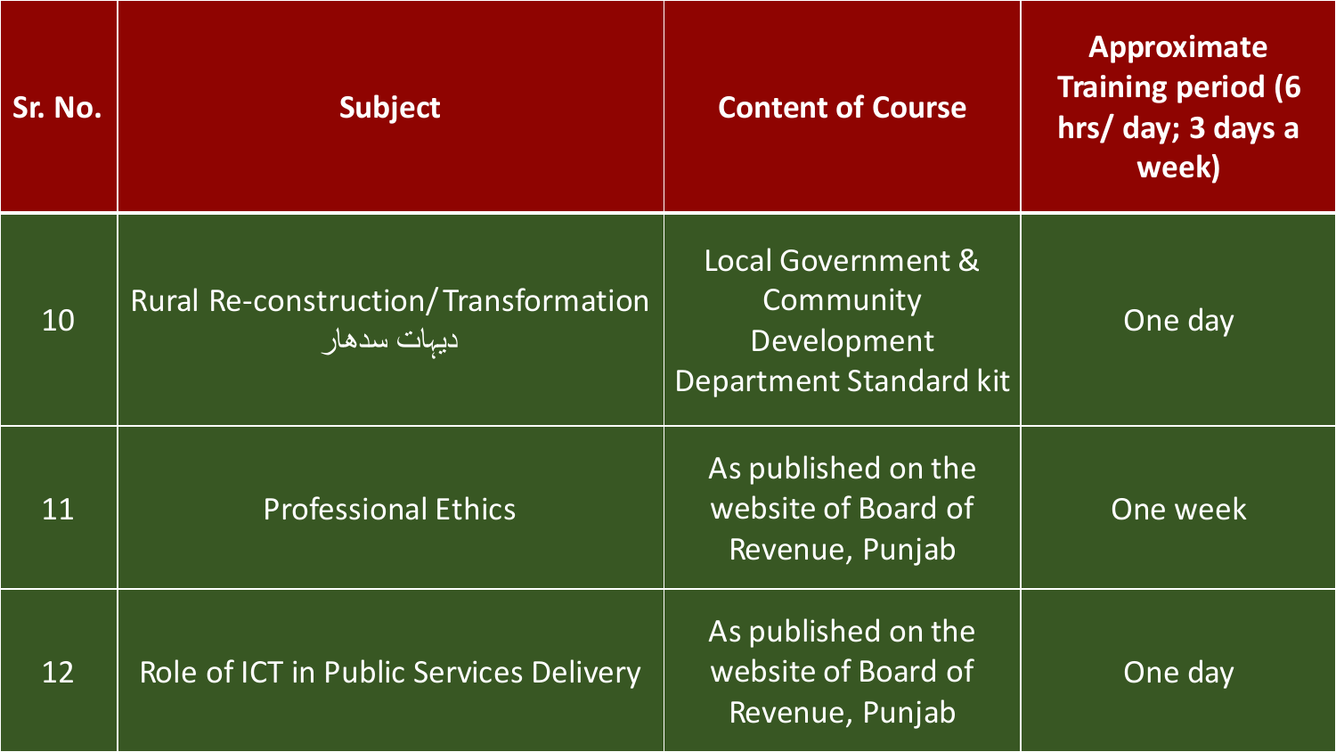| Sr. No. | Subject | Content of Course | Approximate Training period (6 hrs/ day; 3 days a week) |
|---|---|---|---|
| 10 | Rural Re-construction/Transformation دیہات سدھار | Local Government & Community Development Department Standard kit | One day |
| 11 | Professional Ethics | As published on the website of Board of Revenue, Punjab | One week |
| 12 | Role of ICT in Public Services Delivery | As published on the website of Board of Revenue, Punjab | One day |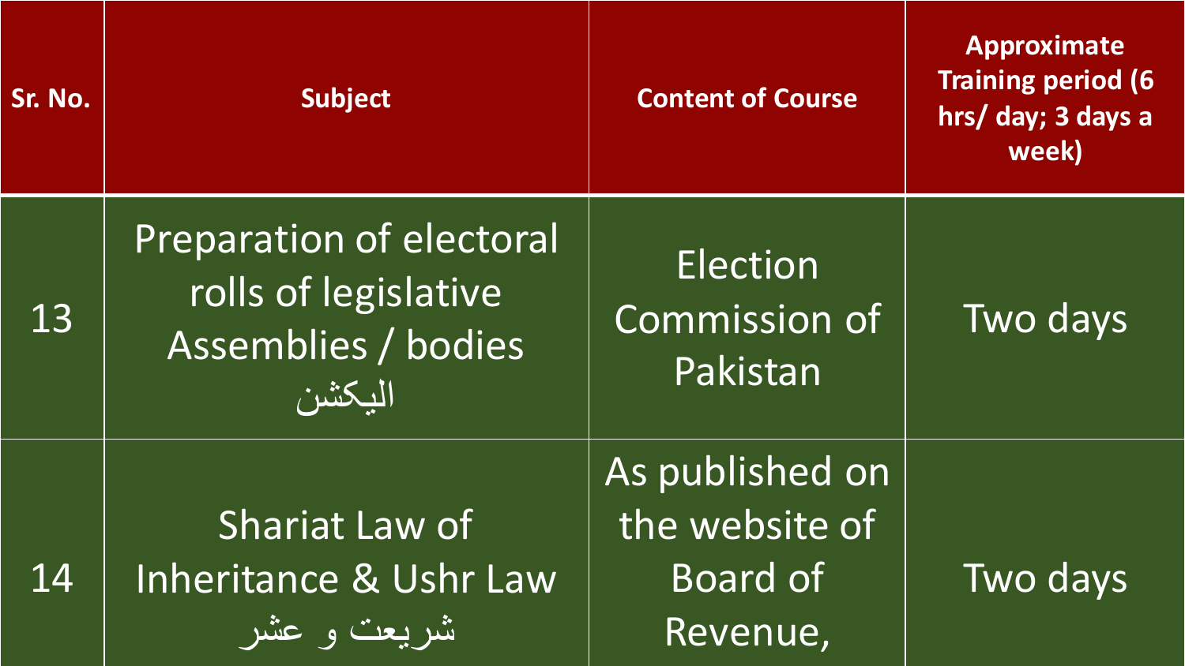| Sr. No. | Subject | Content of Course | Approximate Training period (6 hrs/ day; 3 days a week) |
| --- | --- | --- | --- |
| 13 | Preparation of electoral rolls of legislative Assemblies / bodies الیکشن | Election Commission of Pakistan | Two days |
| 14 | Shariat Law of Inheritance & Ushr Law شریعت و عشر | As published on the website of Board of Revenue, | Two days |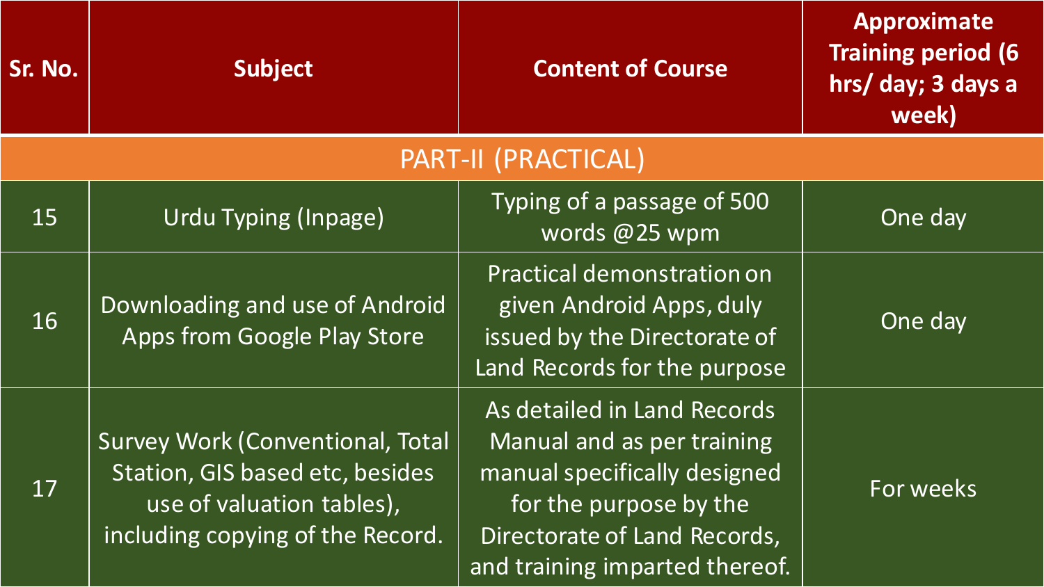| Sr. No. | Subject | Content of Course | Approximate Training period (6 hrs/ day; 3 days a week) |
| --- | --- | --- | --- |
| PART-II (PRACTICAL) | | | |
| 15 | Urdu Typing (Inpage) | Typing of a passage of 500 words @25 wpm | One day |
| 16 | Downloading and use of Android Apps from Google Play Store | Practical demonstration on given Android Apps, duly issued by the Directorate of Land Records for the purpose | One day |
| 17 | Survey Work (Conventional, Total Station, GIS based etc, besides use of valuation tables), including copying of the Record. | As detailed in Land Records Manual and as per training manual specifically designed for the purpose by the Directorate of Land Records, and training imparted thereof. | For weeks |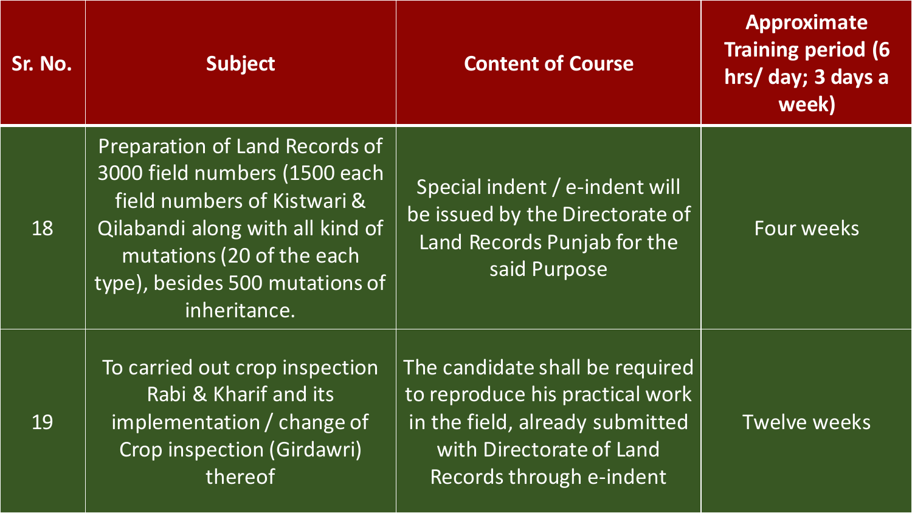| Sr. No. | Subject | Content of Course | Approximate Training period (6 hrs/ day; 3 days a week) |
|---|---|---|---|
| 18 | Preparation of Land Records of 3000 field numbers (1500 each field numbers of Kistwari & Qilabandi along with all kind of mutations (20 of the each type), besides 500 mutations of inheritance. | Special indent / e-indent will be issued by the Directorate of Land Records Punjab for the said Purpose | Four weeks |
| 19 | To carried out crop inspection Rabi & Kharif and its implementation / change of Crop inspection (Girdawri) thereof | The candidate shall be required to reproduce his practical work in the field, already submitted with Directorate of Land Records through e-indent | Twelve weeks |